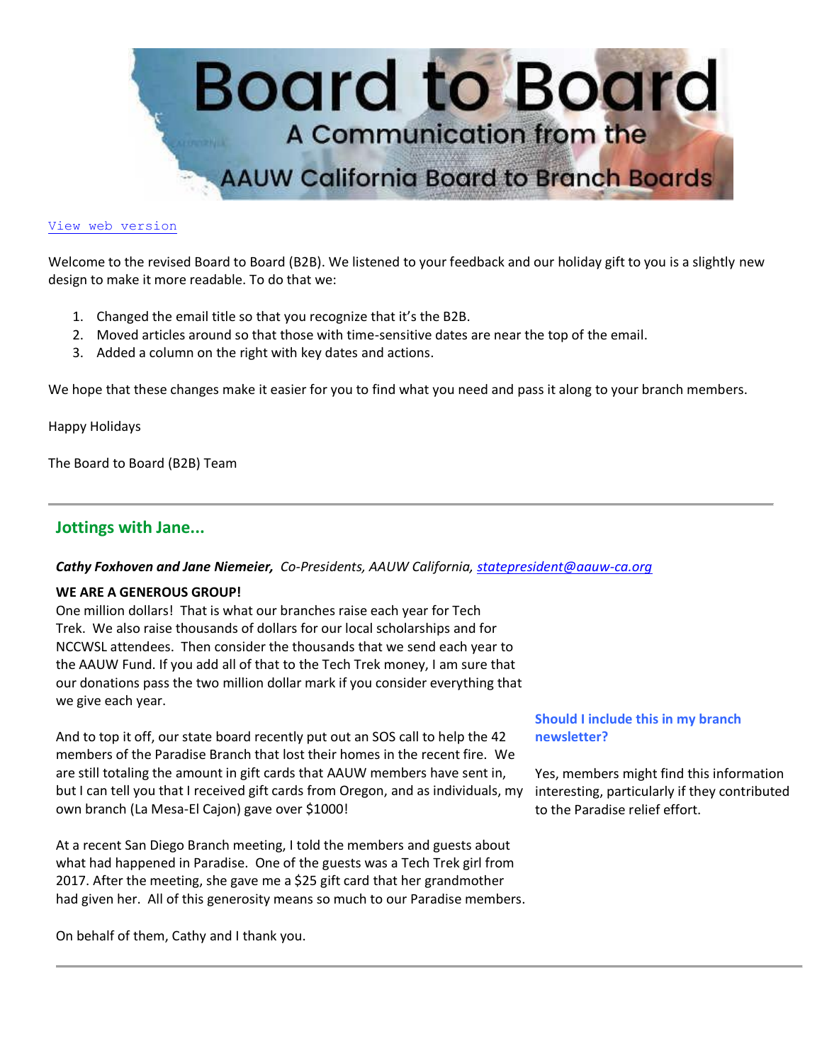# Board to Board

A Communication from the AAUW California Board to Branch Boards

View web version

Welcome to the revised Board to Board (B2B). We listened to your feedback and our holiday gift to you is a slightly new design to make it more readable. To do that we:

1. Changed the email title so that you recognize that it's the B2B.
2. Moved articles around so that those with time-sensitive dates are near the top of the email.
3. Added a column on the right with key dates and actions.

We hope that these changes make it easier for you to find what you need and pass it along to your branch members.

Happy Holidays

The Board to Board (B2B) Team

---

## Jottings with Jane...

***Cathy Foxhoven and Jane Niemeier,*** *Co-Presidents, AAUW California, statepresident@aauw-ca.org*

**WE ARE A GENEROUS GROUP!**

One million dollars! That is what our branches raise each year for Tech Trek. We also raise thousands of dollars for our local scholarships and for NCCWSL attendees. Then consider the thousands that we send each year to the AAUW Fund. If you add all of that to the Tech Trek money, I am sure that our donations pass the two million dollar mark if you consider everything that we give each year.

And to top it off, our state board recently put out an SOS call to help the 42 members of the Paradise Branch that lost their homes in the recent fire. We are still totaling the amount in gift cards that AAUW members have sent in, but I can tell you that I received gift cards from Oregon, and as individuals, my own branch (La Mesa-El Cajon) gave over $1000!

At a recent San Diego Branch meeting, I told the members and guests about what had happened in Paradise. One of the guests was a Tech Trek girl from 2017. After the meeting, she gave me a $25 gift card that her grandmother had given her. All of this generosity means so much to our Paradise members.

On behalf of them, Cathy and I thank you.

**Should I include this in my branch newsletter?**

Yes, members might find this information interesting, particularly if they contributed to the Paradise relief effort.

---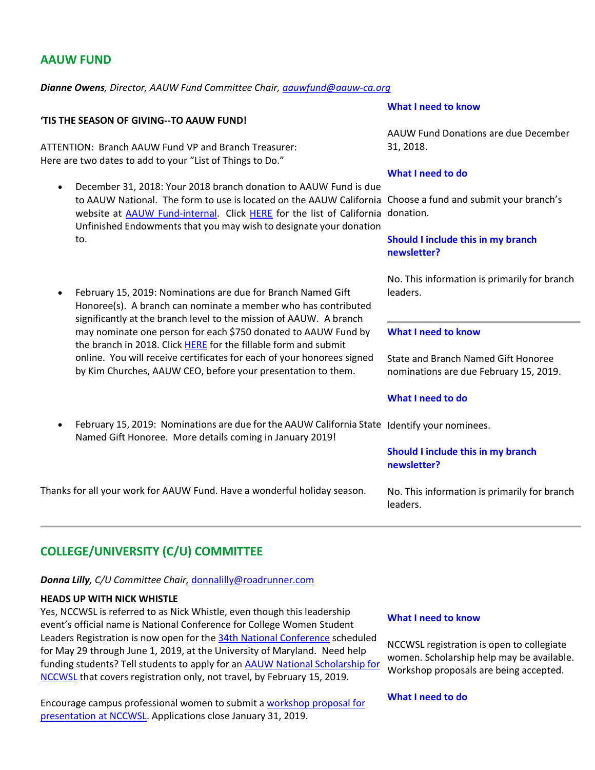## AAUW FUND

***Dianne Owens**, Director, AAUW Fund Committee Chair, [aauwfund@aauw-ca.org](mailto:aauwfund@aauw-ca.org)*

**'TIS THE SEASON OF GIVING--TO AAUW FUND!**

ATTENTION: Branch AAUW Fund VP and Branch Treasurer:
Here are two dates to add to your "List of Things to Do."

- December 31, 2018: Your 2018 branch donation to AAUW Fund is due to AAUW National. The form to use is located on the AAUW California website at [AAUW Fund-internal](). Click [HERE]() for the list of California Unfinished Endowments that you may wish to designate your donation to.

- February 15, 2019: Nominations are due for Branch Named Gift Honoree(s). A branch can nominate a member who has contributed significantly at the branch level to the mission of AAUW. A branch may nominate one person for each $750 donated to AAUW Fund by the branch in 2018. Click [HERE]() for the fillable form and submit online. You will receive certificates for each of your honorees signed by Kim Churches, AAUW CEO, before your presentation to them.

- February 15, 2019: Nominations are due for the AAUW California State Named Gift Honoree. More details coming in January 2019!

Thanks for all your work for AAUW Fund. Have a wonderful holiday season.

### What I need to know

AAUW Fund Donations are due December 31, 2018.

### What I need to do

Choose a fund and submit your branch's donation.

### Should I include this in my branch newsletter?

No. This information is primarily for branch leaders.

---

### What I need to know

State and Branch Named Gift Honoree nominations are due February 15, 2019.

### What I need to do

Identify your nominees.

### Should I include this in my branch newsletter?

No. This information is primarily for branch leaders.

---

## COLLEGE/UNIVERSITY (C/U) COMMITTEE

***Donna Lilly**, C/U Committee Chair, [donnalilly@roadrunner.com](mailto:donnalilly@roadrunner.com)*

**HEADS UP WITH NICK WHISTLE**

Yes, NCCWSL is referred to as Nick Whistle, even though this leadership event's official name is National Conference for College Women Student Leaders Registration is now open for the [34th National Conference]() scheduled for May 29 through June 1, 2019, at the University of Maryland. Need help funding students? Tell students to apply for an [AAUW National Scholarship for NCCWSL]() that covers registration only, not travel, by February 15, 2019.

Encourage campus professional women to submit a [workshop proposal for presentation at NCCWSL](). Applications close January 31, 2019.

### What I need to know

NCCWSL registration is open to collegiate women. Scholarship help may be available. Workshop proposals are being accepted.

### What I need to do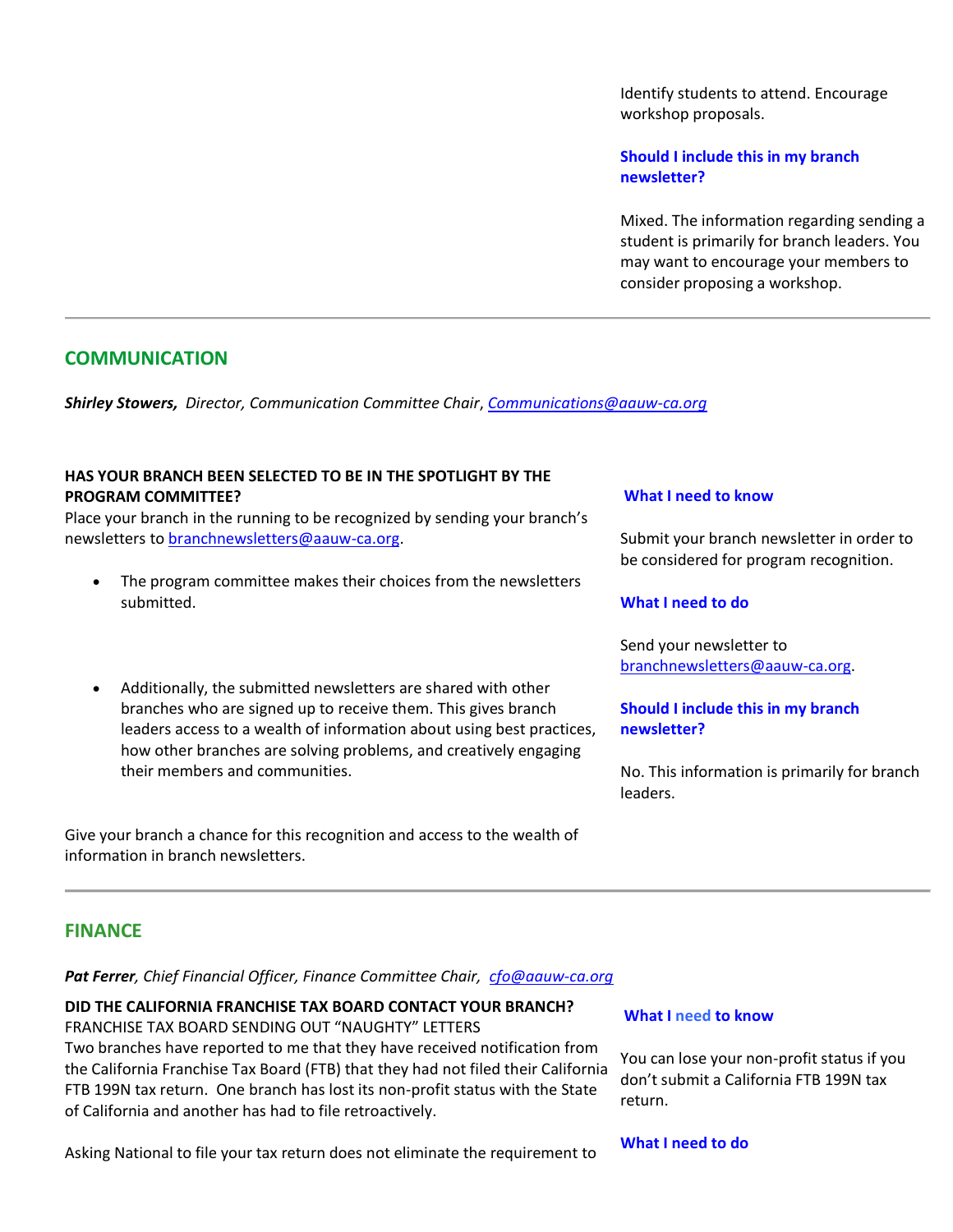Identify students to attend. Encourage workshop proposals.

**Should I include this in my branch newsletter?**

Mixed. The information regarding sending a student is primarily for branch leaders. You may want to encourage your members to consider proposing a workshop.

---

## COMMUNICATION

***Shirley Stowers,*** *Director, Communication Committee Chair, [Communications@aauw-ca.org](mailto:Communications@aauw-ca.org)*

**HAS YOUR BRANCH BEEN SELECTED TO BE IN THE SPOTLIGHT BY THE PROGRAM COMMITTEE?**

Place your branch in the running to be recognized by sending your branch's newsletters to [branchnewsletters@aauw-ca.org](mailto:branchnewsletters@aauw-ca.org).

- The program committee makes their choices from the newsletters submitted.
- Additionally, the submitted newsletters are shared with other branches who are signed up to receive them. This gives branch leaders access to a wealth of information about using best practices, how other branches are solving problems, and creatively engaging their members and communities.

Give your branch a chance for this recognition and access to the wealth of information in branch newsletters.

**What I need to know**

Submit your branch newsletter in order to be considered for program recognition.

**What I need to do**

Send your newsletter to [branchnewsletters@aauw-ca.org](mailto:branchnewsletters@aauw-ca.org).

**Should I include this in my branch newsletter?**

No. This information is primarily for branch leaders.

---

## FINANCE

***Pat Ferrer****, Chief Financial Officer, Finance Committee Chair, [cfo@aauw-ca.org](mailto:cfo@aauw-ca.org)*

**DID THE CALIFORNIA FRANCHISE TAX BOARD CONTACT YOUR BRANCH?**

FRANCHISE TAX BOARD SENDING OUT "NAUGHTY" LETTERS

Two branches have reported to me that they have received notification from the California Franchise Tax Board (FTB) that they had not filed their California FTB 199N tax return. One branch has lost its non-profit status with the State of California and another has had to file retroactively.

Asking National to file your tax return does not eliminate the requirement to

**What I need to know**

You can lose your non-profit status if you don't submit a California FTB 199N tax return.

**What I need to do**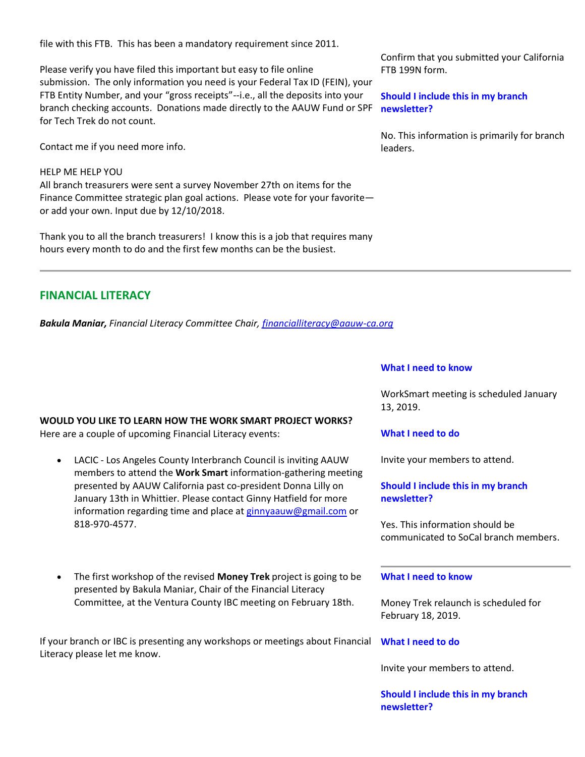file with this FTB. This has been a mandatory requirement since 2011.

Please verify you have filed this important but easy to file online submission. The only information you need is your Federal Tax ID (FEIN), your FTB Entity Number, and your "gross receipts"--i.e., all the deposits into your branch checking accounts. Donations made directly to the AAUW Fund or SPF for Tech Trek do not count.

Contact me if you need more info.

HELP ME HELP YOU
All branch treasurers were sent a survey November 27th on items for the Finance Committee strategic plan goal actions. Please vote for your favorite—or add your own. Input due by 12/10/2018.

Thank you to all the branch treasurers! I know this is a job that requires many hours every month to do and the first few months can be the busiest.

Confirm that you submitted your California FTB 199N form.

**Should I include this in my branch newsletter?**

No. This information is primarily for branch leaders.

---

## FINANCIAL LITERACY

***Bakula Maniar,*** *Financial Literacy Committee Chair, financialliteracy@aauw-ca.org*

**WOULD YOU LIKE TO LEARN HOW THE WORK SMART PROJECT WORKS?**
Here are a couple of upcoming Financial Literacy events:

- LACIC - Los Angeles County Interbranch Council is inviting AAUW members to attend the **Work Smart** information-gathering meeting presented by AAUW California past co-president Donna Lilly on January 13th in Whittier. Please contact Ginny Hatfield for more information regarding time and place at ginnyaauw@gmail.com or 818-970-4577.

**What I need to know**

WorkSmart meeting is scheduled January 13, 2019.

**What I need to do**

Invite your members to attend.

**Should I include this in my branch newsletter?**

Yes. This information should be communicated to SoCal branch members.

- The first workshop of the revised **Money Trek** project is going to be presented by Bakula Maniar, Chair of the Financial Literacy Committee, at the Ventura County IBC meeting on February 18th.

If your branch or IBC is presenting any workshops or meetings about Financial Literacy please let me know.

**What I need to know**

Money Trek relaunch is scheduled for February 18, 2019.

**What I need to do**

Invite your members to attend.

**Should I include this in my branch newsletter?**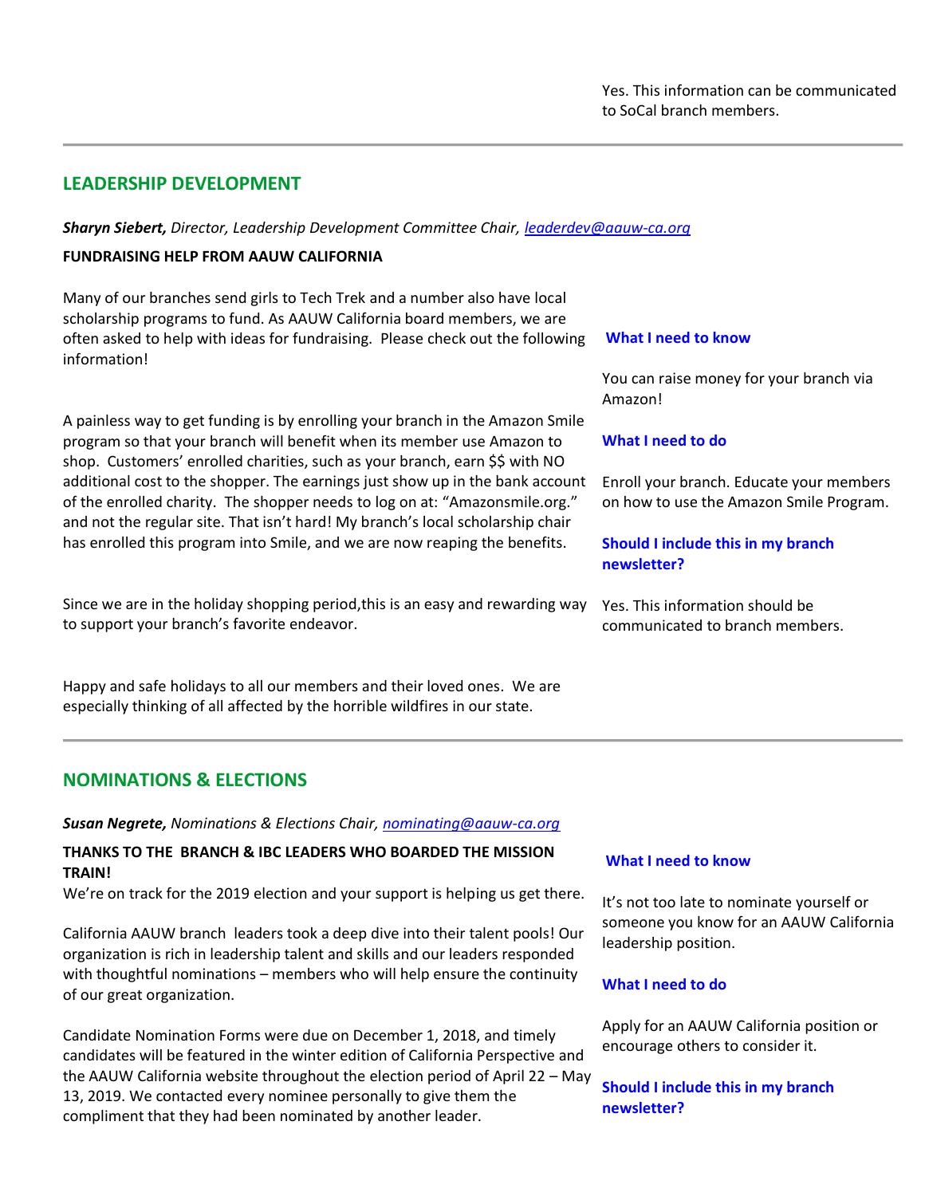Yes. This information can be communicated to SoCal branch members.

---

## LEADERSHIP DEVELOPMENT

***Sharyn Siebert,*** *Director, Leadership Development Committee Chair, [leaderdev@aauw-ca.org](mailto:leaderdev@aauw-ca.org)*

**FUNDRAISING HELP FROM AAUW CALIFORNIA**

Many of our branches send girls to Tech Trek and a number also have local scholarship programs to fund. As AAUW California board members, we are often asked to help with ideas for fundraising. Please check out the following information!

A painless way to get funding is by enrolling your branch in the Amazon Smile program so that your branch will benefit when its member use Amazon to shop. Customers' enrolled charities, such as your branch, earn $$ with NO additional cost to the shopper. The earnings just show up in the bank account of the enrolled charity. The shopper needs to log on at: "Amazonsmile.org." and not the regular site. That isn't hard! My branch's local scholarship chair has enrolled this program into Smile, and we are now reaping the benefits.

Since we are in the holiday shopping period,this is an easy and rewarding way to support your branch's favorite endeavor.

Happy and safe holidays to all our members and their loved ones. We are especially thinking of all affected by the horrible wildfires in our state.

**What I need to know**

You can raise money for your branch via Amazon!

**What I need to do**

Enroll your branch. Educate your members on how to use the Amazon Smile Program.

**Should I include this in my branch newsletter?**

Yes. This information should be communicated to branch members.

---

## NOMINATIONS & ELECTIONS

***Susan Negrete,*** *Nominations & Elections Chair, [nominating@aauw-ca.org](mailto:nominating@aauw-ca.org)*

**THANKS TO THE BRANCH & IBC LEADERS WHO BOARDED THE MISSION TRAIN!**

We're on track for the 2019 election and your support is helping us get there.

California AAUW branch leaders took a deep dive into their talent pools! Our organization is rich in leadership talent and skills and our leaders responded with thoughtful nominations – members who will help ensure the continuity of our great organization.

Candidate Nomination Forms were due on December 1, 2018, and timely candidates will be featured in the winter edition of California Perspective and the AAUW California website throughout the election period of April 22 – May 13, 2019. We contacted every nominee personally to give them the compliment that they had been nominated by another leader.

**What I need to know**

It's not too late to nominate yourself or someone you know for an AAUW California leadership position.

**What I need to do**

Apply for an AAUW California position or encourage others to consider it.

**Should I include this in my branch newsletter?**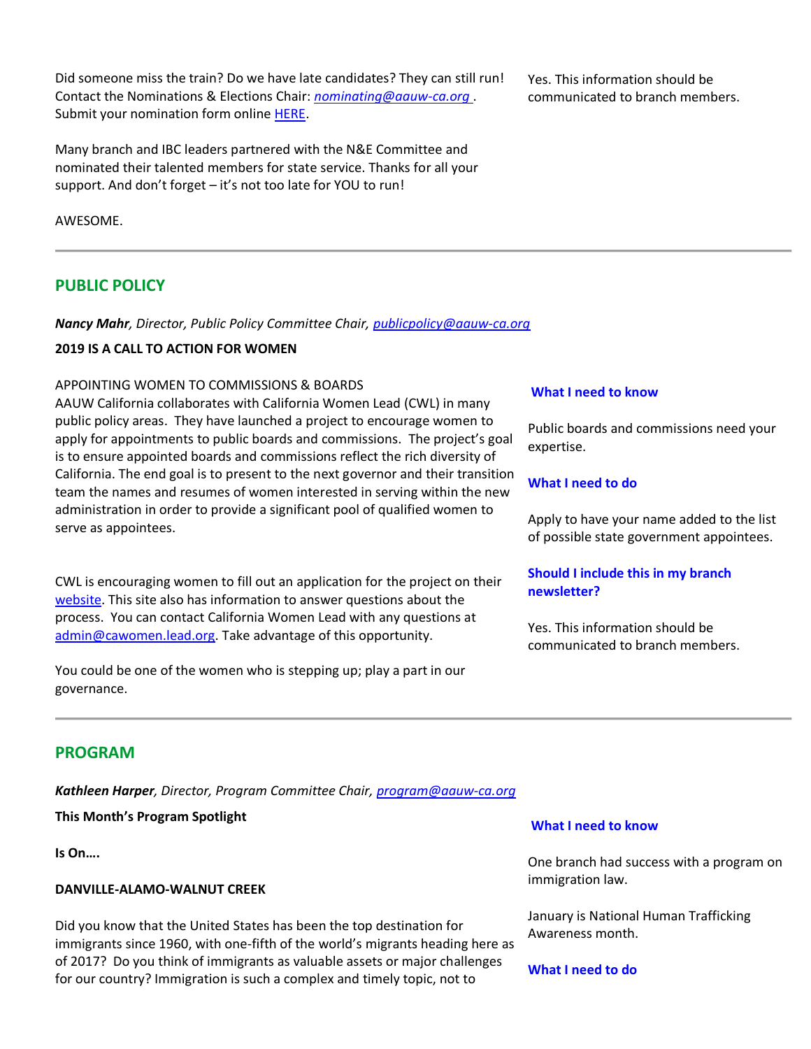Did someone miss the train? Do we have late candidates? They can still run! Contact the Nominations & Elections Chair: *nominating@aauw-ca.org* . Submit your nomination form online [HERE](HERE).

Yes. This information should be communicated to branch members.

Many branch and IBC leaders partnered with the N&E Committee and nominated their talented members for state service. Thanks for all your support. And don't forget – it's not too late for YOU to run!

AWESOME.

---

## PUBLIC POLICY

***Nancy Mahr****, Director, Public Policy Committee Chair,* *publicpolicy@aauw-ca.org*

**2019 IS A CALL TO ACTION FOR WOMEN**

APPOINTING WOMEN TO COMMISSIONS & BOARDS

AAUW California collaborates with California Women Lead (CWL) in many public policy areas. They have launched a project to encourage women to apply for appointments to public boards and commissions. The project's goal is to ensure appointed boards and commissions reflect the rich diversity of California. The end goal is to present to the next governor and their transition team the names and resumes of women interested in serving within the new administration in order to provide a significant pool of qualified women to serve as appointees.

CWL is encouraging women to fill out an application for the project on their [website](website). This site also has information to answer questions about the process. You can contact California Women Lead with any questions at admin@cawomen.lead.org. Take advantage of this opportunity.

You could be one of the women who is stepping up; play a part in our governance.

**What I need to know**

Public boards and commissions need your expertise.

**What I need to do**

Apply to have your name added to the list of possible state government appointees.

**Should I include this in my branch newsletter?**

Yes. This information should be communicated to branch members.

---

## PROGRAM

***Kathleen Harper****, Director, Program Committee Chair,* *program@aauw-ca.org*

**This Month's Program Spotlight**

**Is On….**

**DANVILLE-ALAMO-WALNUT CREEK**

Did you know that the United States has been the top destination for immigrants since 1960, with one-fifth of the world's migrants heading here as of 2017? Do you think of immigrants as valuable assets or major challenges for our country? Immigration is such a complex and timely topic, not to

**What I need to know**

One branch had success with a program on immigration law.

January is National Human Trafficking Awareness month.

**What I need to do**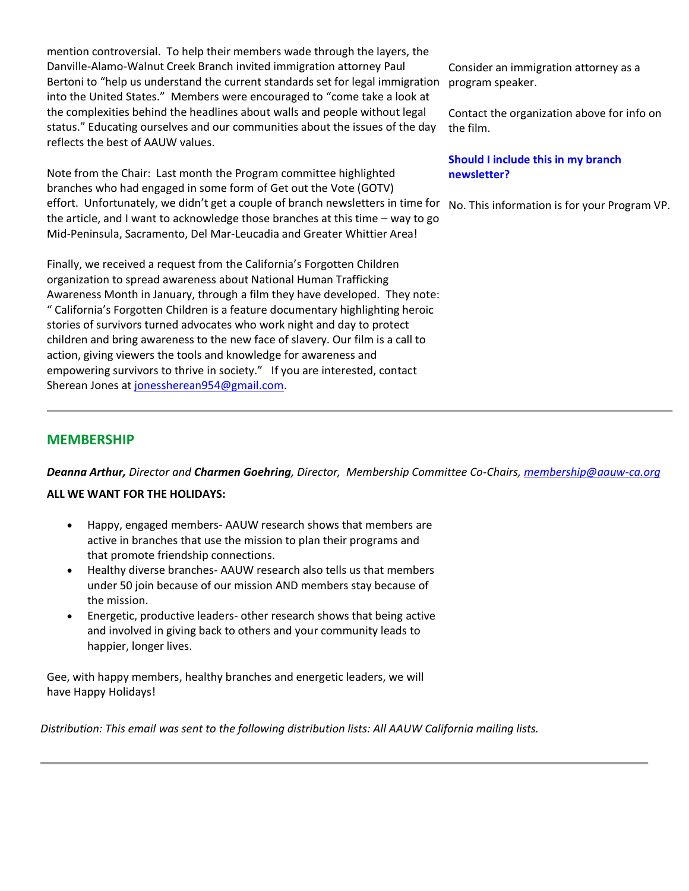mention controversial. To help their members wade through the layers, the Danville-Alamo-Walnut Creek Branch invited immigration attorney Paul Bertoni to "help us understand the current standards set for legal immigration into the United States." Members were encouraged to "come take a look at the complexities behind the headlines about walls and people without legal status." Educating ourselves and our communities about the issues of the day reflects the best of AAUW values.

Note from the Chair: Last month the Program committee highlighted branches who had engaged in some form of Get out the Vote (GOTV) effort. Unfortunately, we didn't get a couple of branch newsletters in time for the article, and I want to acknowledge those branches at this time – way to go Mid-Peninsula, Sacramento, Del Mar-Leucadia and Greater Whittier Area!

Finally, we received a request from the California's Forgotten Children organization to spread awareness about National Human Trafficking Awareness Month in January, through a film they have developed. They note: " California's Forgotten Children is a feature documentary highlighting heroic stories of survivors turned advocates who work night and day to protect children and bring awareness to the new face of slavery. Our film is a call to action, giving viewers the tools and knowledge for awareness and empowering survivors to thrive in society." If you are interested, contact Sherean Jones at jonessherean954@gmail.com.

Consider an immigration attorney as a program speaker.

Contact the organization above for info on the film.

**Should I include this in my branch newsletter?**

No. This information is for your Program VP.

---

## MEMBERSHIP

***Deanna Arthur,** Director and **Charmen Goehring**, Director, Membership Committee Co-Chairs, membership@aauw-ca.org*

**ALL WE WANT FOR THE HOLIDAYS:**

- Happy, engaged members- AAUW research shows that members are active in branches that use the mission to plan their programs and that promote friendship connections.
- Healthy diverse branches- AAUW research also tells us that members under 50 join because of our mission AND members stay because of the mission.
- Energetic, productive leaders- other research shows that being active and involved in giving back to others and your community leads to happier, longer lives.

Gee, with happy members, healthy branches and energetic leaders, we will have Happy Holidays!

*Distribution: This email was sent to the following distribution lists: All AAUW California mailing lists.*